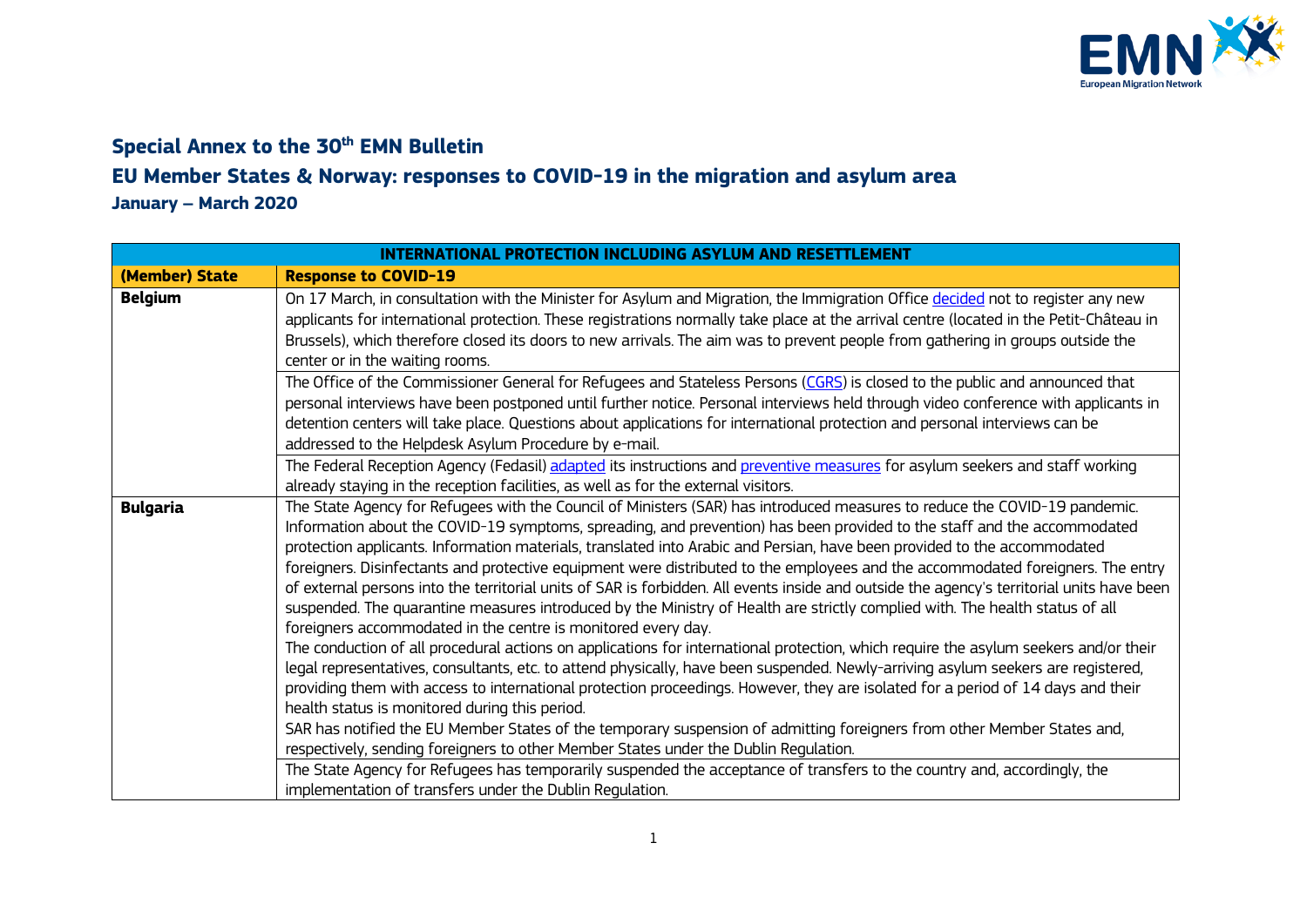## Special Annex to the 30th EMN Bulletin

## EU Member States & Norway: responses to COVID-19 in the migration and asylum area

### January – March 2020

| INTERNATIONAL PROTECTION INCLUDING ASYLUM AND RESETTLEMENT | |
|---|---|
| **(Member) State** | **Response to COVID-19** |
| **Belgium** | On 17 March, in consultation with the Minister for Asylum and Migration, the Immigration Office decided not to register any new applicants for international protection. These registrations normally take place at the arrival centre (located in the Petit-Château in Brussels), which therefore closed its doors to new arrivals. The aim was to prevent people from gathering in groups outside the center or in the waiting rooms. |
| | The Office of the Commissioner General for Refugees and Stateless Persons (CGRS) is closed to the public and announced that personal interviews have been postponed until further notice. Personal interviews held through video conference with applicants in detention centers will take place. Questions about applications for international protection and personal interviews can be addressed to the Helpdesk Asylum Procedure by e-mail. |
| | The Federal Reception Agency (Fedasil) adapted its instructions and preventive measures for asylum seekers and staff working already staying in the reception facilities, as well as for the external visitors. |
| **Bulgaria** | The State Agency for Refugees with the Council of Ministers (SAR) has introduced measures to reduce the COVID-19 pandemic. Information about the COVID-19 symptoms, spreading, and prevention) has been provided to the staff and the accommodated protection applicants. Information materials, translated into Arabic and Persian, have been provided to the accommodated foreigners. Disinfectants and protective equipment were distributed to the employees and the accommodated foreigners. The entry of external persons into the territorial units of SAR is forbidden. All events inside and outside the agency's territorial units have been suspended. The quarantine measures introduced by the Ministry of Health are strictly complied with. The health status of all foreigners accommodated in the centre is monitored every day.<br>The conduction of all procedural actions on applications for international protection, which require the asylum seekers and/or their legal representatives, consultants, etc. to attend physically, have been suspended. Newly-arriving asylum seekers are registered, providing them with access to international protection proceedings. However, they are isolated for a period of 14 days and their health status is monitored during this period.<br>SAR has notified the EU Member States of the temporary suspension of admitting foreigners from other Member States and, respectively, sending foreigners to other Member States under the Dublin Regulation. |
| | The State Agency for Refugees has temporarily suspended the acceptance of transfers to the country and, accordingly, the implementation of transfers under the Dublin Regulation. |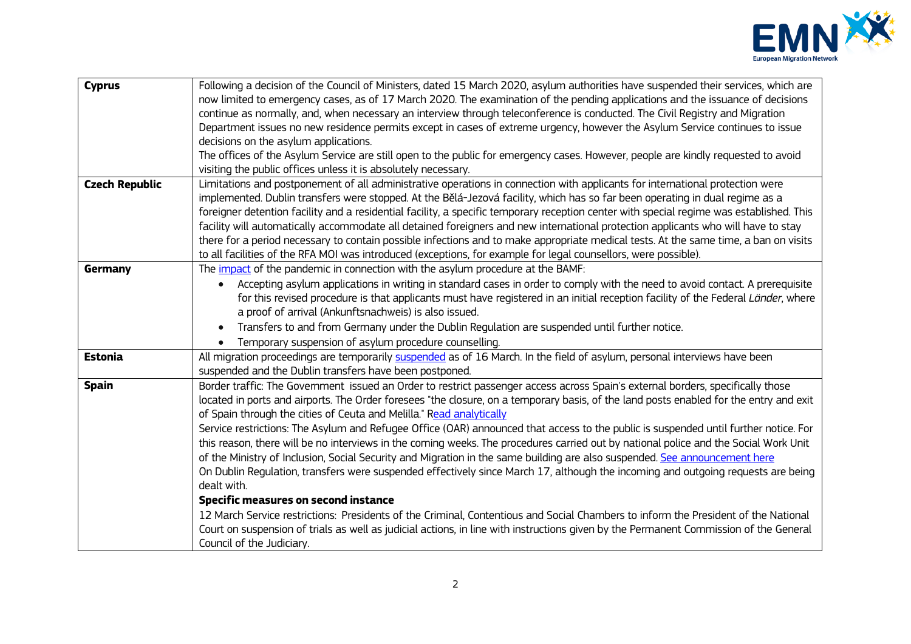| | |
|---|---|
| **Cyprus** | Following a decision of the Council of Ministers, dated 15 March 2020, asylum authorities have suspended their services, which are now limited to emergency cases, as of 17 March 2020. The examination of the pending applications and the issuance of decisions continue as normally, and, when necessary an interview through teleconference is conducted. The Civil Registry and Migration Department issues no new residence permits except in cases of extreme urgency, however the Asylum Service continues to issue decisions on the asylum applications.<br>The offices of the Asylum Service are still open to the public for emergency cases. However, people are kindly requested to avoid visiting the public offices unless it is absolutely necessary. |
| **Czech Republic** | Limitations and postponement of all administrative operations in connection with applicants for international protection were implemented. Dublin transfers were stopped. At the Bělá-Jezová facility, which has so far been operating in dual regime as a foreigner detention facility and a residential facility, a specific temporary reception center with special regime was established. This facility will automatically accommodate all detained foreigners and new international protection applicants who will have to stay there for a period necessary to contain possible infections and to make appropriate medical tests. At the same time, a ban on visits to all facilities of the RFA MOI was introduced (exceptions, for example for legal counsellors, were possible). |
| **Germany** | The impact of the pandemic in connection with the asylum procedure at the BAMF:<br>• Accepting asylum applications in writing in standard cases in order to comply with the need to avoid contact. A prerequisite for this revised procedure is that applicants must have registered in an initial reception facility of the Federal *Länder*, where a proof of arrival (Ankunftsnachweis) is also issued.<br>• Transfers to and from Germany under the Dublin Regulation are suspended until further notice.<br>• Temporary suspension of asylum procedure counselling. |
| **Estonia** | All migration proceedings are temporarily suspended as of 16 March. In the field of asylum, personal interviews have been suspended and the Dublin transfers have been postponed. |
| **Spain** | Border traffic: The Government issued an Order to restrict passenger access across Spain's external borders, specifically those located in ports and airports. The Order foresees "the closure, on a temporary basis, of the land posts enabled for the entry and exit of Spain through the cities of Ceuta and Melilla." Read analytically<br>Service restrictions: The Asylum and Refugee Office (OAR) announced that access to the public is suspended until further notice. For this reason, there will be no interviews in the coming weeks. The procedures carried out by national police and the Social Work Unit of the Ministry of Inclusion, Social Security and Migration in the same building are also suspended. See announcement here<br>On Dublin Regulation, transfers were suspended effectively since March 17, although the incoming and outgoing requests are being dealt with.<br>**Specific measures on second instance**<br>12 March Service restrictions: Presidents of the Criminal, Contentious and Social Chambers to inform the President of the National Court on suspension of trials as well as judicial actions, in line with instructions given by the Permanent Commission of the General Council of the Judiciary. |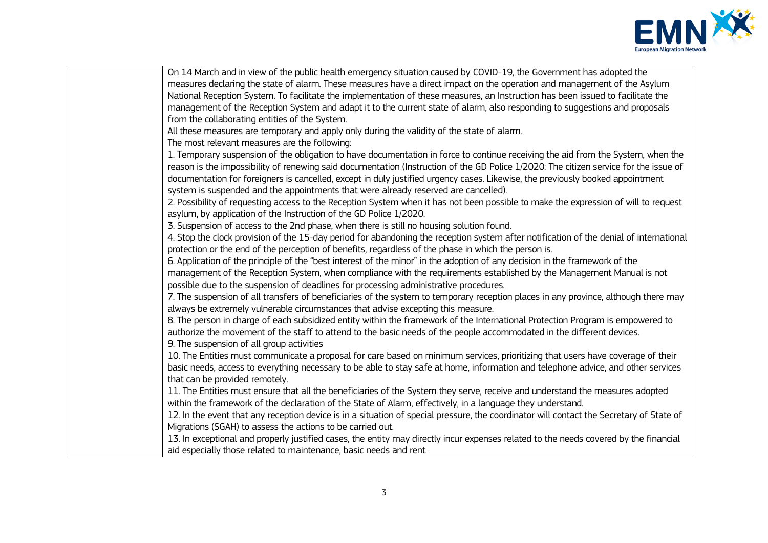| | |
|---|---|
| | On 14 March and in view of the public health emergency situation caused by COVID-19, the Government has adopted the measures declaring the state of alarm. These measures have a direct impact on the operation and management of the Asylum National Reception System. To facilitate the implementation of these measures, an Instruction has been issued to facilitate the management of the Reception System and adapt it to the current state of alarm, also responding to suggestions and proposals from the collaborating entities of the System.<br>All these measures are temporary and apply only during the validity of the state of alarm.<br>The most relevant measures are the following:<br>1. Temporary suspension of the obligation to have documentation in force to continue receiving the aid from the System, when the reason is the impossibility of renewing said documentation (Instruction of the GD Police 1/2020: The citizen service for the issue of documentation for foreigners is cancelled, except in duly justified urgency cases. Likewise, the previously booked appointment system is suspended and the appointments that were already reserved are cancelled).<br>2. Possibility of requesting access to the Reception System when it has not been possible to make the expression of will to request asylum, by application of the Instruction of the GD Police 1/2020.<br>3. Suspension of access to the 2nd phase, when there is still no housing solution found.<br>4. Stop the clock provision of the 15-day period for abandoning the reception system after notification of the denial of international protection or the end of the perception of benefits, regardless of the phase in which the person is.<br>6. Application of the principle of the "best interest of the minor" in the adoption of any decision in the framework of the management of the Reception System, when compliance with the requirements established by the Management Manual is not possible due to the suspension of deadlines for processing administrative procedures.<br>7. The suspension of all transfers of beneficiaries of the system to temporary reception places in any province, although there may always be extremely vulnerable circumstances that advise excepting this measure.<br>8. The person in charge of each subsidized entity within the framework of the International Protection Program is empowered to authorize the movement of the staff to attend to the basic needs of the people accommodated in the different devices.<br>9. The suspension of all group activities<br>10. The Entities must communicate a proposal for care based on minimum services, prioritizing that users have coverage of their basic needs, access to everything necessary to be able to stay safe at home, information and telephone advice, and other services that can be provided remotely.<br>11. The Entities must ensure that all the beneficiaries of the System they serve, receive and understand the measures adopted within the framework of the declaration of the State of Alarm, effectively, in a language they understand.<br>12. In the event that any reception device is in a situation of special pressure, the coordinator will contact the Secretary of State of Migrations (SGAH) to assess the actions to be carried out.<br>13. In exceptional and properly justified cases, the entity may directly incur expenses related to the needs covered by the financial aid especially those related to maintenance, basic needs and rent. |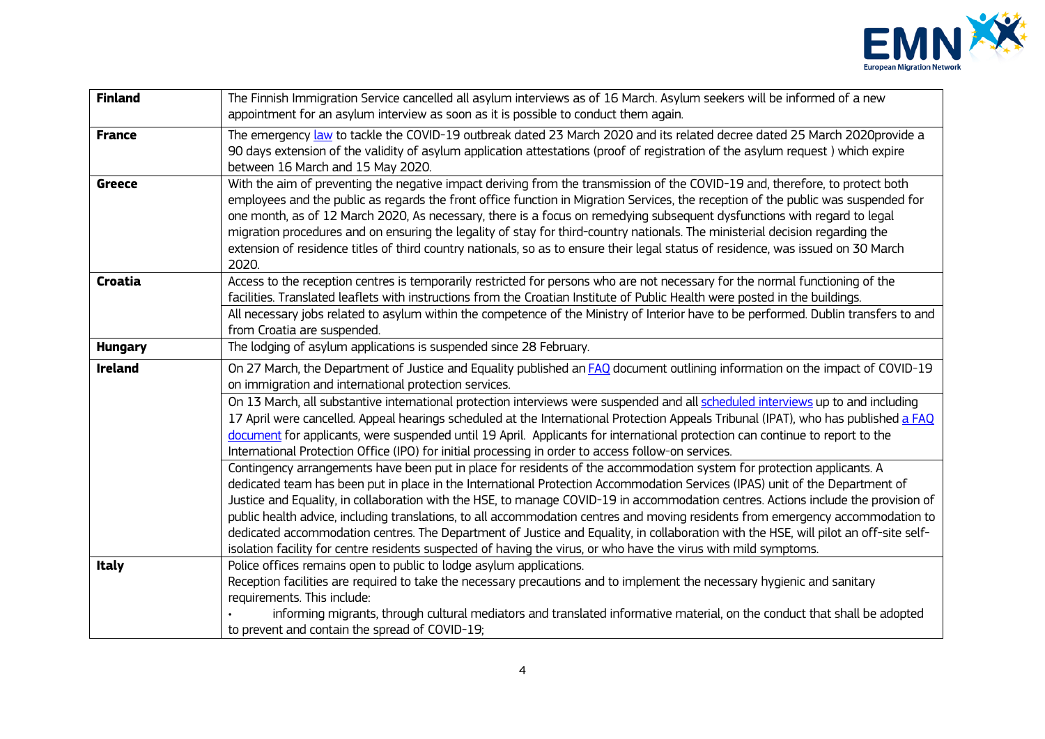| | |
|---|---|
| **Finland** | The Finnish Immigration Service cancelled all asylum interviews as of 16 March. Asylum seekers will be informed of a new appointment for an asylum interview as soon as it is possible to conduct them again. |
| **France** | The emergency [law](#) to tackle the COVID-19 outbreak dated 23 March 2020 and its related decree dated 25 March 2020provide a 90 days extension of the validity of asylum application attestations (proof of registration of the asylum request ) which expire between 16 March and 15 May 2020. |
| **Greece** | With the aim of preventing the negative impact deriving from the transmission of the COVID-19 and, therefore, to protect both employees and the public as regards the front office function in Migration Services, the reception of the public was suspended for one month, as of 12 March 2020, As necessary, there is a focus on remedying subsequent dysfunctions with regard to legal migration procedures and on ensuring the legality of stay for third-country nationals. The ministerial decision regarding the extension of residence titles of third country nationals, so as to ensure their legal status of residence, was issued on 30 March 2020. |
| **Croatia** | Access to the reception centres is temporarily restricted for persons who are not necessary for the normal functioning of the facilities. Translated leaflets with instructions from the Croatian Institute of Public Health were posted in the buildings. |
| | All necessary jobs related to asylum within the competence of the Ministry of Interior have to be performed. Dublin transfers to and from Croatia are suspended. |
| **Hungary** | The lodging of asylum applications is suspended since 28 February. |
| **Ireland** | On 27 March, the Department of Justice and Equality published an [FAQ](#) document outlining information on the impact of COVID-19 on immigration and international protection services. |
| | On 13 March, all substantive international protection interviews were suspended and all [scheduled interviews](#) up to and including 17 April were cancelled. Appeal hearings scheduled at the International Protection Appeals Tribunal (IPAT), who has published [a FAQ document](#) for applicants, were suspended until 19 April. Applicants for international protection can continue to report to the International Protection Office (IPO) for initial processing in order to access follow-on services. |
| | Contingency arrangements have been put in place for residents of the accommodation system for protection applicants. A dedicated team has been put in place in the International Protection Accommodation Services (IPAS) unit of the Department of Justice and Equality, in collaboration with the HSE, to manage COVID-19 in accommodation centres. Actions include the provision of public health advice, including translations, to all accommodation centres and moving residents from emergency accommodation to dedicated accommodation centres. The Department of Justice and Equality, in collaboration with the HSE, will pilot an off-site self-isolation facility for centre residents suspected of having the virus, or who have the virus with mild symptoms. |
| **Italy** | Police offices remains open to public to lodge asylum applications.<br>Reception facilities are required to take the necessary precautions and to implement the necessary hygienic and sanitary requirements. This include:<br>• informing migrants, through cultural mediators and translated informative material, on the conduct that shall be adopted to prevent and contain the spread of COVID-19; |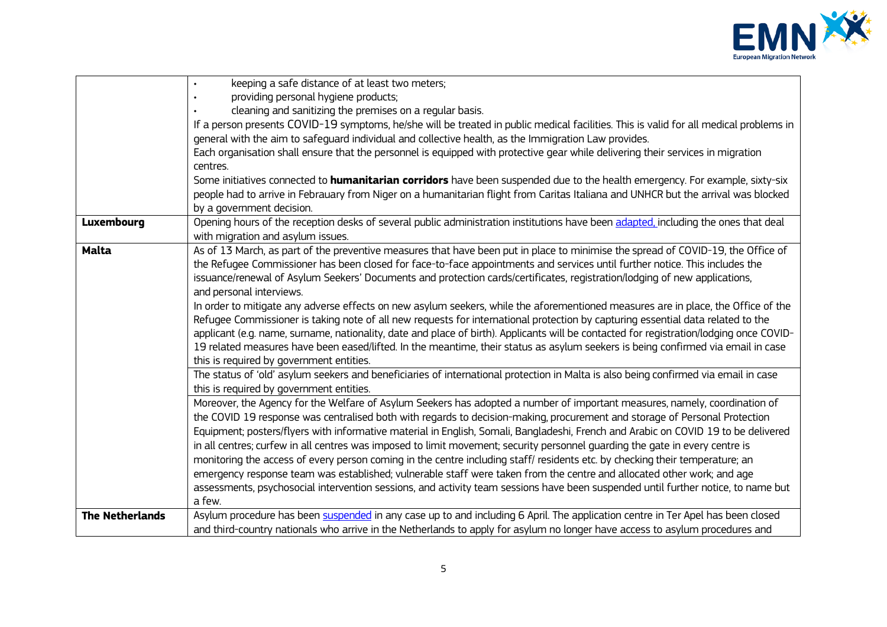| | |
|---|---|
| | • keeping a safe distance of at least two meters;<br>• providing personal hygiene products;<br>• cleaning and sanitizing the premises on a regular basis.<br>If a person presents COVID-19 symptoms, he/she will be treated in public medical facilities. This is valid for all medical problems in general with the aim to safeguard individual and collective health, as the Immigration Law provides.<br>Each organisation shall ensure that the personnel is equipped with protective gear while delivering their services in migration centres.<br>Some initiatives connected to **humanitarian corridors** have been suspended due to the health emergency. For example, sixty-six people had to arrive in Febrauary from Niger on a humanitarian flight from Caritas Italiana and UNHCR but the arrival was blocked by a government decision. |
| **Luxembourg** | Opening hours of the reception desks of several public administration institutions have been adapted, including the ones that deal with migration and asylum issues. |
| **Malta** | As of 13 March, as part of the preventive measures that have been put in place to minimise the spread of COVID-19, the Office of the Refugee Commissioner has been closed for face-to-face appointments and services until further notice. This includes the issuance/renewal of Asylum Seekers' Documents and protection cards/certificates, registration/lodging of new applications, and personal interviews.<br>In order to mitigate any adverse effects on new asylum seekers, while the aforementioned measures are in place, the Office of the Refugee Commissioner is taking note of all new requests for international protection by capturing essential data related to the applicant (e.g. name, surname, nationality, date and place of birth). Applicants will be contacted for registration/lodging once COVID-19 related measures have been eased/lifted. In the meantime, their status as asylum seekers is being confirmed via email in case this is required by government entities. |
| | The status of 'old' asylum seekers and beneficiaries of international protection in Malta is also being confirmed via email in case this is required by government entities. |
| | Moreover, the Agency for the Welfare of Asylum Seekers has adopted a number of important measures, namely, coordination of the COVID 19 response was centralised both with regards to decision-making, procurement and storage of Personal Protection Equipment; posters/flyers with informative material in English, Somali, Bangladeshi, French and Arabic on COVID 19 to be delivered in all centres; curfew in all centres was imposed to limit movement; security personnel guarding the gate in every centre is monitoring the access of every person coming in the centre including staff/ residents etc. by checking their temperature; an emergency response team was established; vulnerable staff were taken from the centre and allocated other work; and age assessments, psychosocial intervention sessions, and activity team sessions have been suspended until further notice, to name but a few. |
| **The Netherlands** | Asylum procedure has been suspended in any case up to and including 6 April. The application centre in Ter Apel has been closed and third-country nationals who arrive in the Netherlands to apply for asylum no longer have access to asylum procedures and |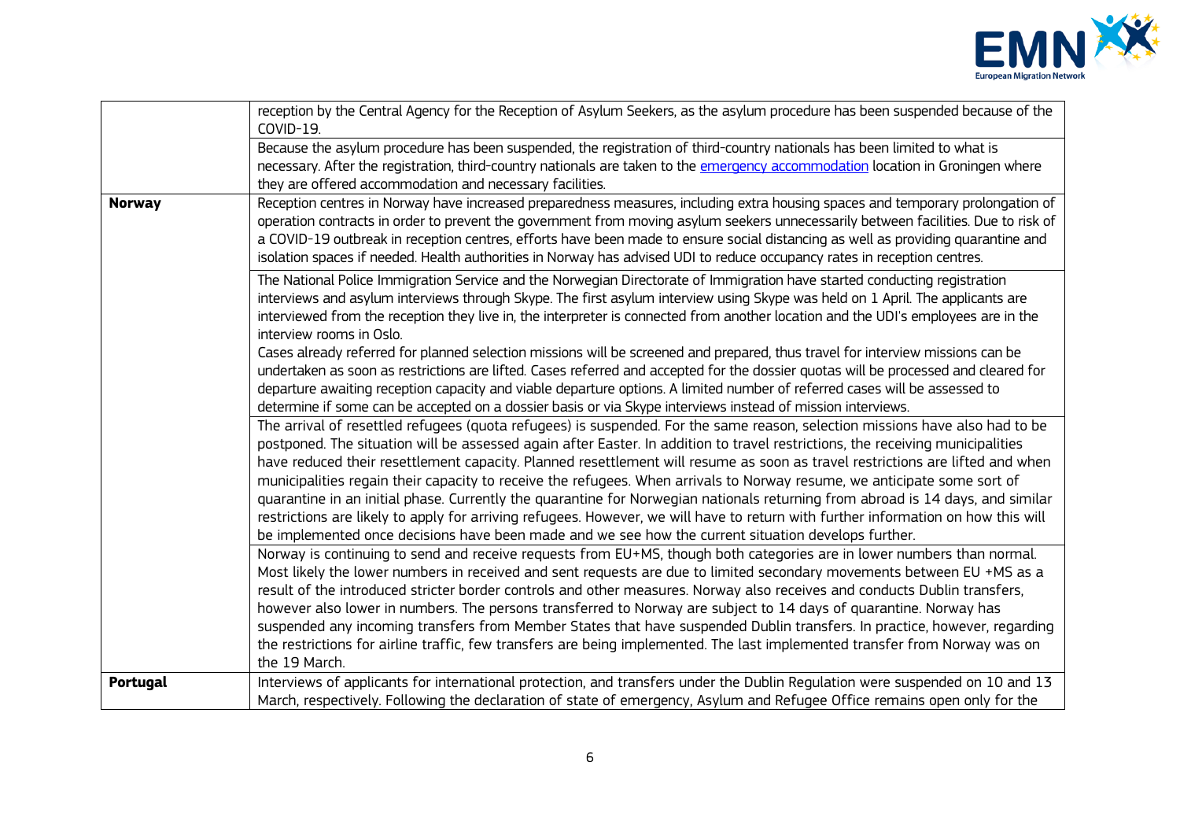| | |
|---|---|
| | reception by the Central Agency for the Reception of Asylum Seekers, as the asylum procedure has been suspended because of the COVID-19. |
| | Because the asylum procedure has been suspended, the registration of third-country nationals has been limited to what is necessary. After the registration, third-country nationals are taken to the emergency accommodation location in Groningen where they are offered accommodation and necessary facilities. |
| **Norway** | Reception centres in Norway have increased preparedness measures, including extra housing spaces and temporary prolongation of operation contracts in order to prevent the government from moving asylum seekers unnecessarily between facilities. Due to risk of a COVID-19 outbreak in reception centres, efforts have been made to ensure social distancing as well as providing quarantine and isolation spaces if needed. Health authorities in Norway has advised UDI to reduce occupancy rates in reception centres. |
| | The National Police Immigration Service and the Norwegian Directorate of Immigration have started conducting registration interviews and asylum interviews through Skype. The first asylum interview using Skype was held on 1 April. The applicants are interviewed from the reception they live in, the interpreter is connected from another location and the UDI's employees are in the interview rooms in Oslo.<br>Cases already referred for planned selection missions will be screened and prepared, thus travel for interview missions can be undertaken as soon as restrictions are lifted. Cases referred and accepted for the dossier quotas will be processed and cleared for departure awaiting reception capacity and viable departure options. A limited number of referred cases will be assessed to determine if some can be accepted on a dossier basis or via Skype interviews instead of mission interviews. |
| | The arrival of resettled refugees (quota refugees) is suspended. For the same reason, selection missions have also had to be postponed. The situation will be assessed again after Easter. In addition to travel restrictions, the receiving municipalities have reduced their resettlement capacity. Planned resettlement will resume as soon as travel restrictions are lifted and when municipalities regain their capacity to receive the refugees. When arrivals to Norway resume, we anticipate some sort of quarantine in an initial phase. Currently the quarantine for Norwegian nationals returning from abroad is 14 days, and similar restrictions are likely to apply for arriving refugees. However, we will have to return with further information on how this will be implemented once decisions have been made and we see how the current situation develops further. |
| | Norway is continuing to send and receive requests from EU+MS, though both categories are in lower numbers than normal. Most likely the lower numbers in received and sent requests are due to limited secondary movements between EU +MS as a result of the introduced stricter border controls and other measures. Norway also receives and conducts Dublin transfers, however also lower in numbers. The persons transferred to Norway are subject to 14 days of quarantine. Norway has suspended any incoming transfers from Member States that have suspended Dublin transfers. In practice, however, regarding the restrictions for airline traffic, few transfers are being implemented. The last implemented transfer from Norway was on the 19 March. |
| **Portugal** | Interviews of applicants for international protection, and transfers under the Dublin Regulation were suspended on 10 and 13 March, respectively. Following the declaration of state of emergency, Asylum and Refugee Office remains open only for the |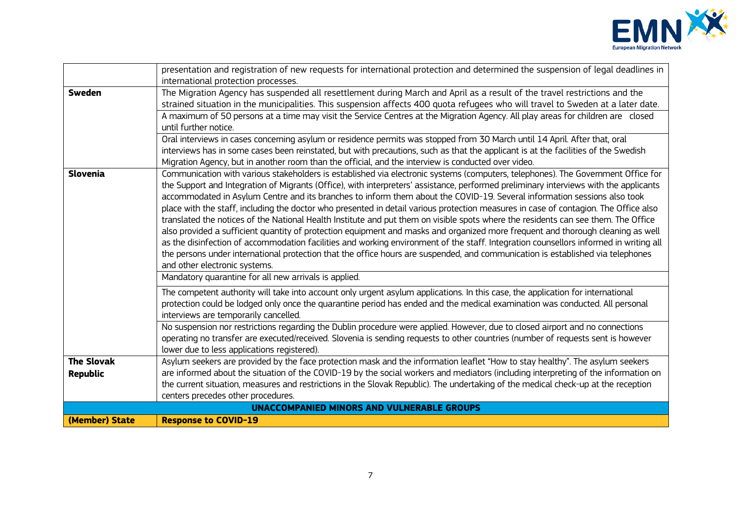| | |
|---|---|
| | presentation and registration of new requests for international protection and determined the suspension of legal deadlines in international protection processes. |
| **Sweden** | The Migration Agency has suspended all resettlement during March and April as a result of the travel restrictions and the strained situation in the municipalities. This suspension affects 400 quota refugees who will travel to Sweden at a later date. |
| | A maximum of 50 persons at a time may visit the Service Centres at the Migration Agency. All play areas for children are closed until further notice. |
| | Oral interviews in cases concerning asylum or residence permits was stopped from 30 March until 14 April. After that, oral interviews has in some cases been reinstated, but with precautions, such as that the applicant is at the facilities of the Swedish Migration Agency, but in another room than the official, and the interview is conducted over video. |
| **Slovenia** | Communication with various stakeholders is established via electronic systems (computers, telephones). The Government Office for the Support and Integration of Migrants (Office), with interpreters' assistance, performed preliminary interviews with the applicants accommodated in Asylum Centre and its branches to inform them about the COVID-19. Several information sessions also took place with the staff, including the doctor who presented in detail various protection measures in case of contagion. The Office also translated the notices of the National Health Institute and put them on visible spots where the residents can see them. The Office also provided a sufficient quantity of protection equipment and masks and organized more frequent and thorough cleaning as well as the disinfection of accommodation facilities and working environment of the staff. Integration counsellors informed in writing all the persons under international protection that the office hours are suspended, and communication is established via telephones and other electronic systems. |
| | Mandatory quarantine for all new arrivals is applied. |
| | The competent authority will take into account only urgent asylum applications. In this case, the application for international protection could be lodged only once the quarantine period has ended and the medical examination was conducted. All personal interviews are temporarily cancelled. |
| | No suspension nor restrictions regarding the Dublin procedure were applied. However, due to closed airport and no connections operating no transfer are executed/received. Slovenia is sending requests to other countries (number of requests sent is however lower due to less applications registered). |
| **The Slovak Republic** | Asylum seekers are provided by the face protection mask and the information leaflet "How to stay healthy". The asylum seekers are informed about the situation of the COVID-19 by the social workers and mediators (including interpreting of the information on the current situation, measures and restrictions in the Slovak Republic). The undertaking of the medical check-up at the reception centers precedes other procedures. |
| **UNACCOMPANIED MINORS AND VULNERABLE GROUPS** | |
| **(Member) State** | **Response to COVID-19** |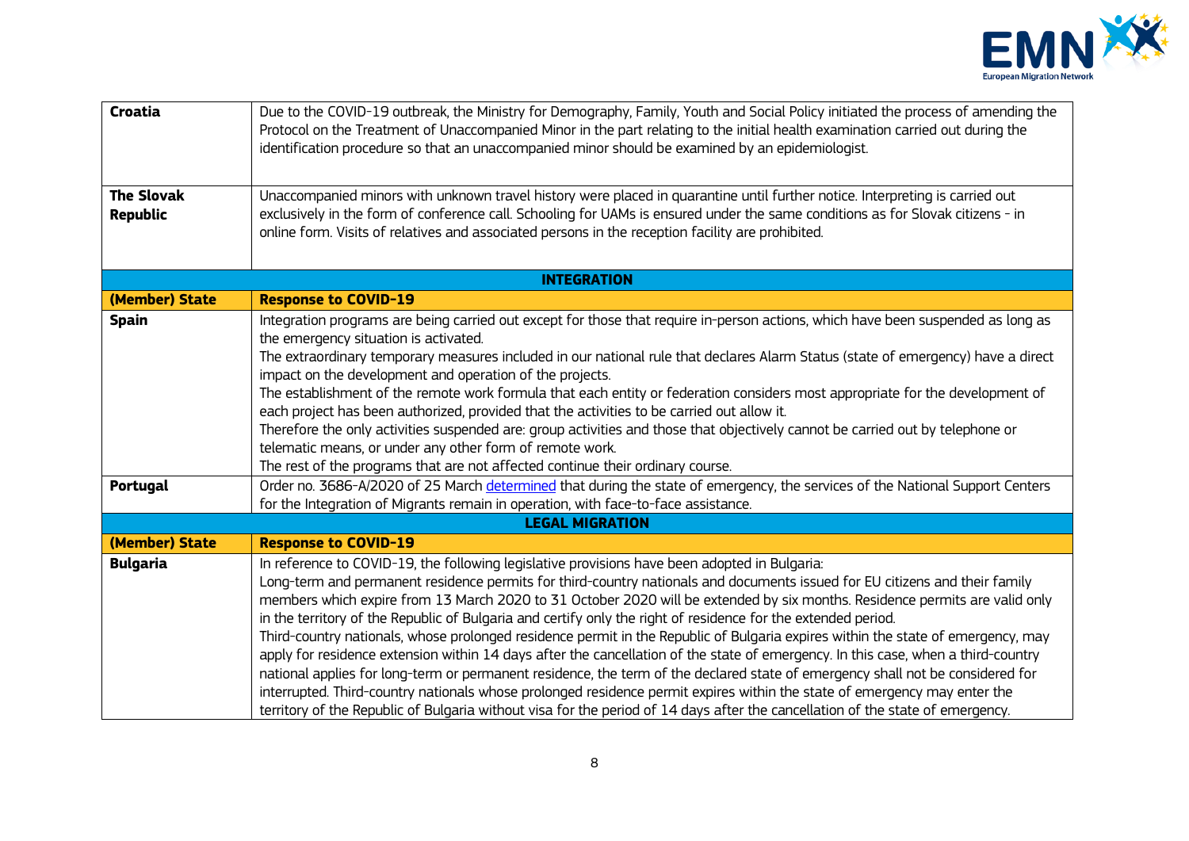| | |
|---|---|
| **Croatia** | Due to the COVID-19 outbreak, the Ministry for Demography, Family, Youth and Social Policy initiated the process of amending the Protocol on the Treatment of Unaccompanied Minor in the part relating to the initial health examination carried out during the identification procedure so that an unaccompanied minor should be examined by an epidemiologist. |
| **The Slovak Republic** | Unaccompanied minors with unknown travel history were placed in quarantine until further notice. Interpreting is carried out exclusively in the form of conference call. Schooling for UAMs is ensured under the same conditions as for Slovak citizens - in online form. Visits of relatives and associated persons in the reception facility are prohibited. |
| **INTEGRATION** | |
| **(Member) State** | **Response to COVID-19** |
| **Spain** | Integration programs are being carried out except for those that require in-person actions, which have been suspended as long as the emergency situation is activated.<br>The extraordinary temporary measures included in our national rule that declares Alarm Status (state of emergency) have a direct impact on the development and operation of the projects.<br>The establishment of the remote work formula that each entity or federation considers most appropriate for the development of each project has been authorized, provided that the activities to be carried out allow it.<br>Therefore the only activities suspended are: group activities and those that objectively cannot be carried out by telephone or telematic means, or under any other form of remote work.<br>The rest of the programs that are not affected continue their ordinary course. |
| **Portugal** | Order no. 3686-A/2020 of 25 March determined that during the state of emergency, the services of the National Support Centers for the Integration of Migrants remain in operation, with face-to-face assistance. |
| **LEGAL MIGRATION** | |
| **(Member) State** | **Response to COVID-19** |
| **Bulgaria** | In reference to COVID-19, the following legislative provisions have been adopted in Bulgaria:<br>Long-term and permanent residence permits for third-country nationals and documents issued for EU citizens and their family members which expire from 13 March 2020 to 31 October 2020 will be extended by six months. Residence permits are valid only in the territory of the Republic of Bulgaria and certify only the right of residence for the extended period.<br>Third-country nationals, whose prolonged residence permit in the Republic of Bulgaria expires within the state of emergency, may apply for residence extension within 14 days after the cancellation of the state of emergency. In this case, when a third-country national applies for long-term or permanent residence, the term of the declared state of emergency shall not be considered for interrupted. Third-country nationals whose prolonged residence permit expires within the state of emergency may enter the territory of the Republic of Bulgaria without visa for the period of 14 days after the cancellation of the state of emergency. |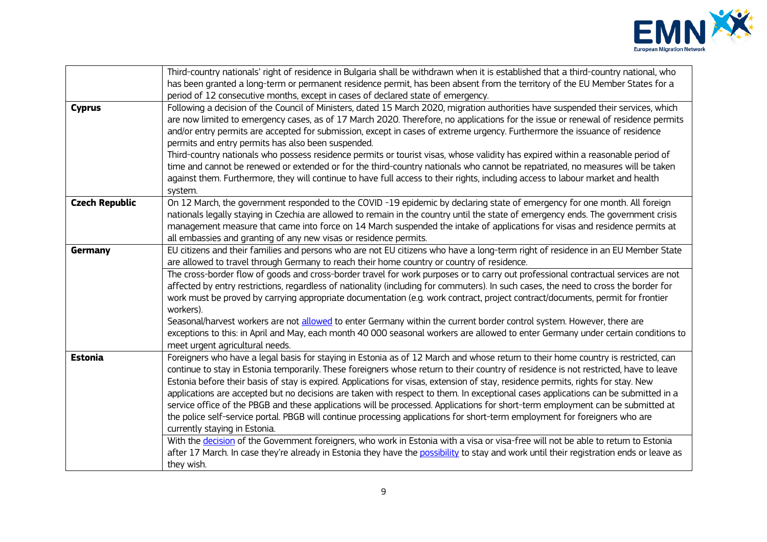| | |
|---|---|
| | Third-country nationals' right of residence in Bulgaria shall be withdrawn when it is established that a third-country national, who has been granted a long-term or permanent residence permit, has been absent from the territory of the EU Member States for a period of 12 consecutive months, except in cases of declared state of emergency. |
| **Cyprus** | Following a decision of the Council of Ministers, dated 15 March 2020, migration authorities have suspended their services, which are now limited to emergency cases, as of 17 March 2020. Therefore, no applications for the issue or renewal of residence permits and/or entry permits are accepted for submission, except in cases of extreme urgency. Furthermore the issuance of residence permits and entry permits has also been suspended.<br>Third-country nationals who possess residence permits or tourist visas, whose validity has expired within a reasonable period of time and cannot be renewed or extended or for the third-country nationals who cannot be repatriated, no measures will be taken against them. Furthermore, they will continue to have full access to their rights, including access to labour market and health system. |
| **Czech Republic** | On 12 March, the government responded to the COVID -19 epidemic by declaring state of emergency for one month. All foreign nationals legally staying in Czechia are allowed to remain in the country until the state of emergency ends. The government crisis management measure that came into force on 14 March suspended the intake of applications for visas and residence permits at all embassies and granting of any new visas or residence permits. |
| **Germany** | EU citizens and their families and persons who are not EU citizens who have a long-term right of residence in an EU Member State are allowed to travel through Germany to reach their home country or country of residence. |
| | The cross-border flow of goods and cross-border travel for work purposes or to carry out professional contractual services are not affected by entry restrictions, regardless of nationality (including for commuters). In such cases, the need to cross the border for work must be proved by carrying appropriate documentation (e.g. work contract, project contract/documents, permit for frontier workers).<br>Seasonal/harvest workers are not allowed to enter Germany within the current border control system. However, there are exceptions to this: in April and May, each month 40 000 seasonal workers are allowed to enter Germany under certain conditions to meet urgent agricultural needs. |
| **Estonia** | Foreigners who have a legal basis for staying in Estonia as of 12 March and whose return to their home country is restricted, can continue to stay in Estonia temporarily. These foreigners whose return to their country of residence is not restricted, have to leave Estonia before their basis of stay is expired. Applications for visas, extension of stay, residence permits, rights for stay. New applications are accepted but no decisions are taken with respect to them. In exceptional cases applications can be submitted in a service office of the PBGB and these applications will be processed. Applications for short-term employment can be submitted at the police self-service portal. PBGB will continue processing applications for short-term employment for foreigners who are currently staying in Estonia. |
| | With the decision of the Government foreigners, who work in Estonia with a visa or visa-free will not be able to return to Estonia after 17 March. In case they're already in Estonia they have the possibility to stay and work until their registration ends or leave as they wish. |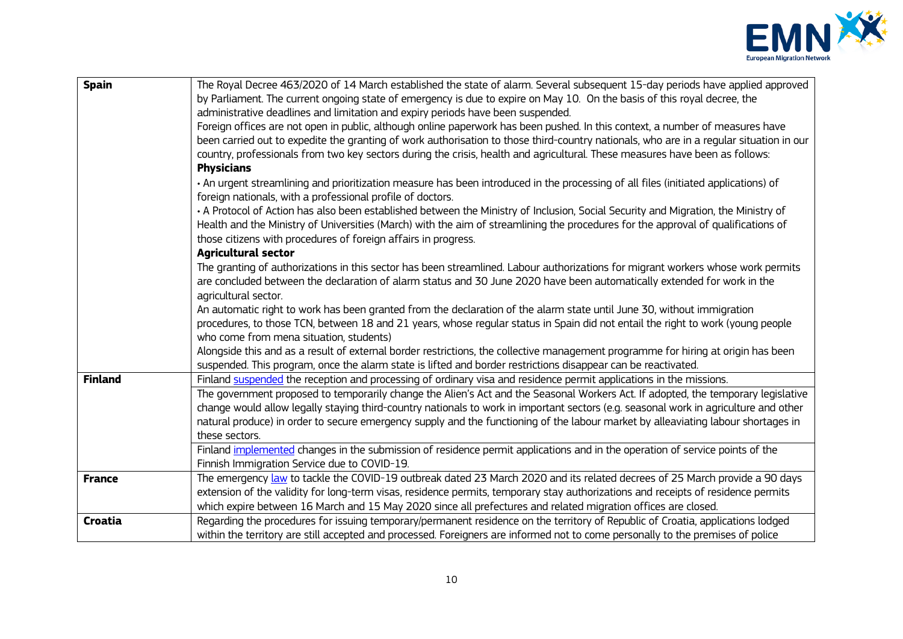| | |
|---|---|
| **Spain** | The Royal Decree 463/2020 of 14 March established the state of alarm. Several subsequent 15-day periods have applied approved by Parliament. The current ongoing state of emergency is due to expire on May 10. On the basis of this royal decree, the administrative deadlines and limitation and expiry periods have been suspended.<br>Foreign offices are not open in public, although online paperwork has been pushed. In this context, a number of measures have been carried out to expedite the granting of work authorisation to those third-country nationals, who are in a regular situation in our country, professionals from two key sectors during the crisis, health and agricultural. These measures have been as follows:<br>**Physicians**<br>• An urgent streamlining and prioritization measure has been introduced in the processing of all files (initiated applications) of foreign nationals, with a professional profile of doctors.<br>• A Protocol of Action has also been established between the Ministry of Inclusion, Social Security and Migration, the Ministry of Health and the Ministry of Universities (March) with the aim of streamlining the procedures for the approval of qualifications of those citizens with procedures of foreign affairs in progress.<br>**Agricultural sector**<br>The granting of authorizations in this sector has been streamlined. Labour authorizations for migrant workers whose work permits are concluded between the declaration of alarm status and 30 June 2020 have been automatically extended for work in the agricultural sector.<br>An automatic right to work has been granted from the declaration of the alarm state until June 30, without immigration procedures, to those TCN, between 18 and 21 years, whose regular status in Spain did not entail the right to work (young people who come from mena situation, students)<br>Alongside this and as a result of external border restrictions, the collective management programme for hiring at origin has been suspended. This program, once the alarm state is lifted and border restrictions disappear can be reactivated. |
| **Finland** | Finland suspended the reception and processing of ordinary visa and residence permit applications in the missions. |
| | The government proposed to temporarily change the Alien's Act and the Seasonal Workers Act. If adopted, the temporary legislative change would allow legally staying third-country nationals to work in important sectors (e.g. seasonal work in agriculture and other natural produce) in order to secure emergency supply and the functioning of the labour market by alleaviating labour shortages in these sectors. |
| | Finland implemented changes in the submission of residence permit applications and in the operation of service points of the Finnish Immigration Service due to COVID-19. |
| **France** | The emergency law to tackle the COVID-19 outbreak dated 23 March 2020 and its related decrees of 25 March provide a 90 days extension of the validity for long-term visas, residence permits, temporary stay authorizations and receipts of residence permits which expire between 16 March and 15 May 2020 since all prefectures and related migration offices are closed. |
| **Croatia** | Regarding the procedures for issuing temporary/permanent residence on the territory of Republic of Croatia, applications lodged within the territory are still accepted and processed. Foreigners are informed not to come personally to the premises of police |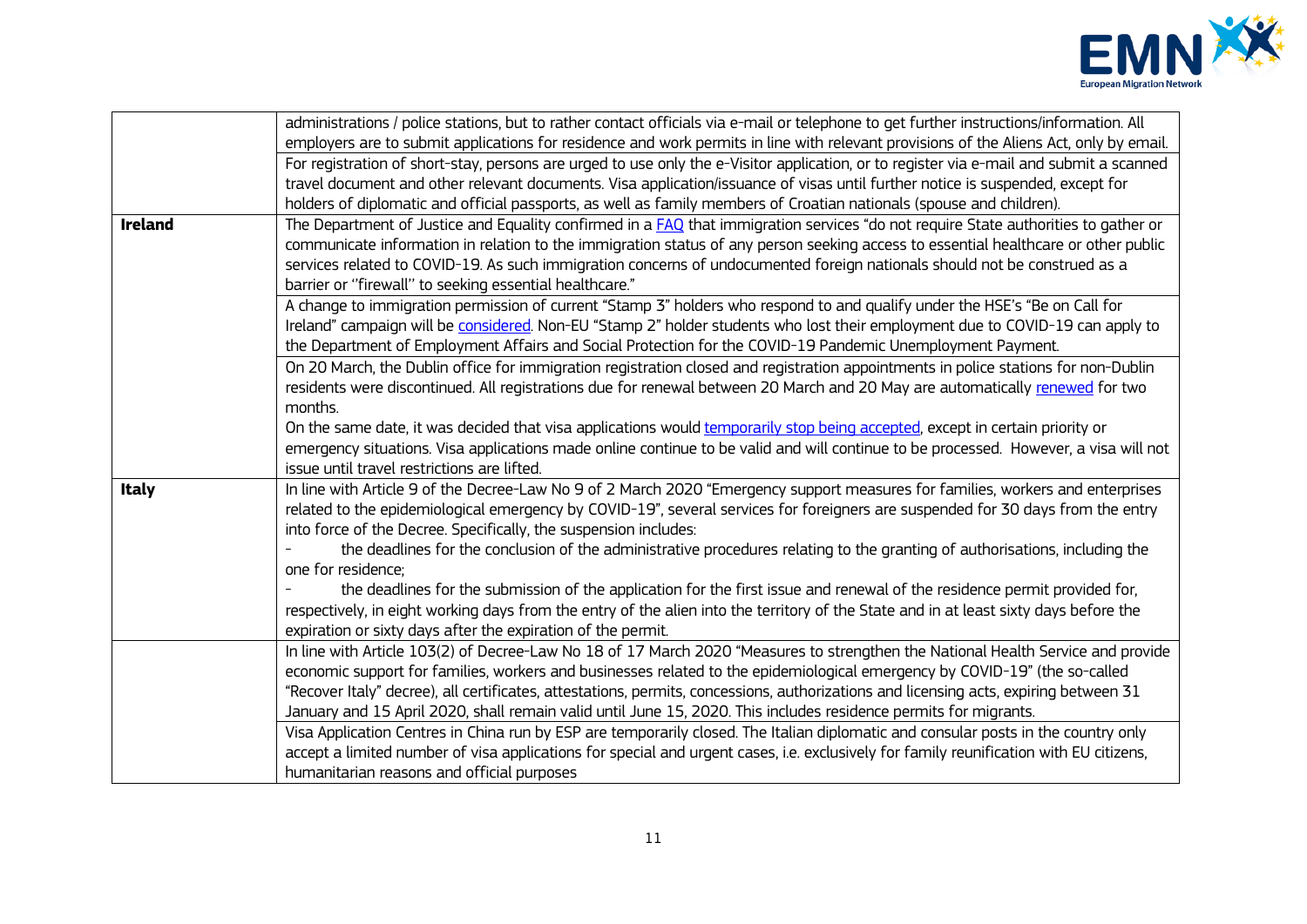| | |
|---|---|
| | administrations / police stations, but to rather contact officials via e-mail or telephone to get further instructions/information. All employers are to submit applications for residence and work permits in line with relevant provisions of the Aliens Act, only by email. |
| | For registration of short-stay, persons are urged to use only the e-Visitor application, or to register via e-mail and submit a scanned travel document and other relevant documents. Visa application/issuance of visas until further notice is suspended, except for holders of diplomatic and official passports, as well as family members of Croatian nationals (spouse and children). |
| **Ireland** | The Department of Justice and Equality confirmed in a FAQ that immigration services "do not require State authorities to gather or communicate information in relation to the immigration status of any person seeking access to essential healthcare or other public services related to COVID-19. As such immigration concerns of undocumented foreign nationals should not be construed as a barrier or ''firewall'' to seeking essential healthcare." |
| | A change to immigration permission of current "Stamp 3" holders who respond to and qualify under the HSE's "Be on Call for Ireland" campaign will be considered. Non-EU "Stamp 2" holder students who lost their employment due to COVID-19 can apply to the Department of Employment Affairs and Social Protection for the COVID-19 Pandemic Unemployment Payment. |
| | On 20 March, the Dublin office for immigration registration closed and registration appointments in police stations for non-Dublin residents were discontinued. All registrations due for renewal between 20 March and 20 May are automatically renewed for two months.<br>On the same date, it was decided that visa applications would temporarily stop being accepted, except in certain priority or emergency situations. Visa applications made online continue to be valid and will continue to be processed. However, a visa will not issue until travel restrictions are lifted. |
| **Italy** | In line with Article 9 of the Decree-Law No 9 of 2 March 2020 "Emergency support measures for families, workers and enterprises related to the epidemiological emergency by COVID-19", several services for foreigners are suspended for 30 days from the entry into force of the Decree. Specifically, the suspension includes:<br>- the deadlines for the conclusion of the administrative procedures relating to the granting of authorisations, including the one for residence;<br>- the deadlines for the submission of the application for the first issue and renewal of the residence permit provided for, respectively, in eight working days from the entry of the alien into the territory of the State and in at least sixty days before the expiration or sixty days after the expiration of the permit. |
| | In line with Article 103(2) of Decree-Law No 18 of 17 March 2020 "Measures to strengthen the National Health Service and provide economic support for families, workers and businesses related to the epidemiological emergency by COVID-19" (the so-called "Recover Italy" decree), all certificates, attestations, permits, concessions, authorizations and licensing acts, expiring between 31 January and 15 April 2020, shall remain valid until June 15, 2020. This includes residence permits for migrants. |
| | Visa Application Centres in China run by ESP are temporarily closed. The Italian diplomatic and consular posts in the country only accept a limited number of visa applications for special and urgent cases, i.e. exclusively for family reunification with EU citizens, humanitarian reasons and official purposes |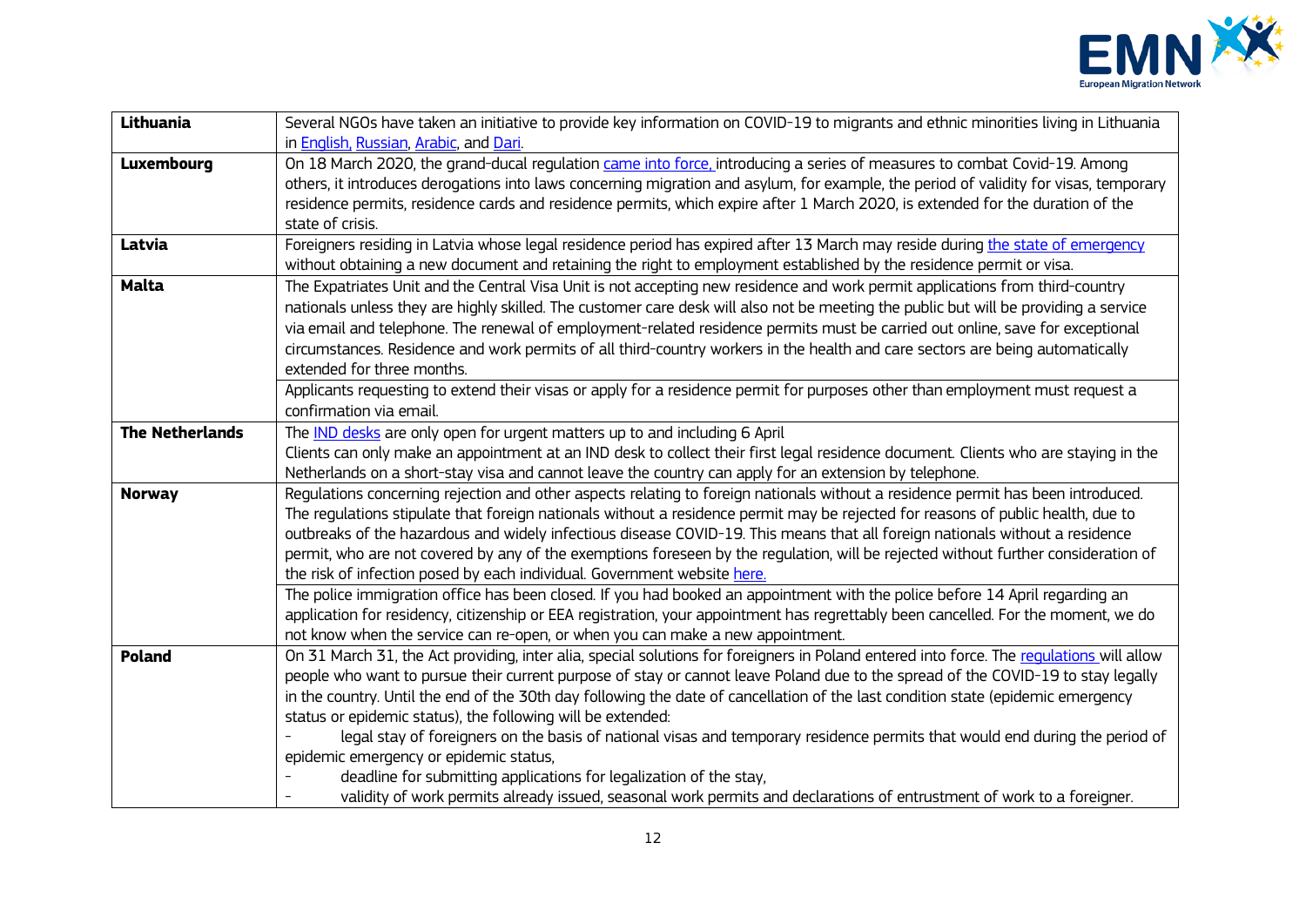| | |
|---|---|
| **Lithuania** | Several NGOs have taken an initiative to provide key information on COVID-19 to migrants and ethnic minorities living in Lithuania in English, Russian, Arabic, and Dari. |
| **Luxembourg** | On 18 March 2020, the grand-ducal regulation came into force, introducing a series of measures to combat Covid-19. Among others, it introduces derogations into laws concerning migration and asylum, for example, the period of validity for visas, temporary residence permits, residence cards and residence permits, which expire after 1 March 2020, is extended for the duration of the state of crisis. |
| **Latvia** | Foreigners residing in Latvia whose legal residence period has expired after 13 March may reside during the state of emergency without obtaining a new document and retaining the right to employment established by the residence permit or visa. |
| **Malta** | The Expatriates Unit and the Central Visa Unit is not accepting new residence and work permit applications from third-country nationals unless they are highly skilled. The customer care desk will also not be meeting the public but will be providing a service via email and telephone. The renewal of employment-related residence permits must be carried out online, save for exceptional circumstances. Residence and work permits of all third-country workers in the health and care sectors are being automatically extended for three months. |
| | Applicants requesting to extend their visas or apply for a residence permit for purposes other than employment must request a confirmation via email. |
| **The Netherlands** | The IND desks are only open for urgent matters up to and including 6 April<br>Clients can only make an appointment at an IND desk to collect their first legal residence document. Clients who are staying in the Netherlands on a short-stay visa and cannot leave the country can apply for an extension by telephone. |
| **Norway** | Regulations concerning rejection and other aspects relating to foreign nationals without a residence permit has been introduced. The regulations stipulate that foreign nationals without a residence permit may be rejected for reasons of public health, due to outbreaks of the hazardous and widely infectious disease COVID-19. This means that all foreign nationals without a residence permit, who are not covered by any of the exemptions foreseen by the regulation, will be rejected without further consideration of the risk of infection posed by each individual. Government website here. |
| | The police immigration office has been closed. If you had booked an appointment with the police before 14 April regarding an application for residency, citizenship or EEA registration, your appointment has regrettably been cancelled. For the moment, we do not know when the service can re-open, or when you can make a new appointment. |
| **Poland** | On 31 March 31, the Act providing, inter alia, special solutions for foreigners in Poland entered into force. The regulations will allow people who want to pursue their current purpose of stay or cannot leave Poland due to the spread of the COVID-19 to stay legally in the country. Until the end of the 30th day following the date of cancellation of the last condition state (epidemic emergency status or epidemic status), the following will be extended:<br>- legal stay of foreigners on the basis of national visas and temporary residence permits that would end during the period of epidemic emergency or epidemic status,<br>- deadline for submitting applications for legalization of the stay,<br>- validity of work permits already issued, seasonal work permits and declarations of entrustment of work to a foreigner. |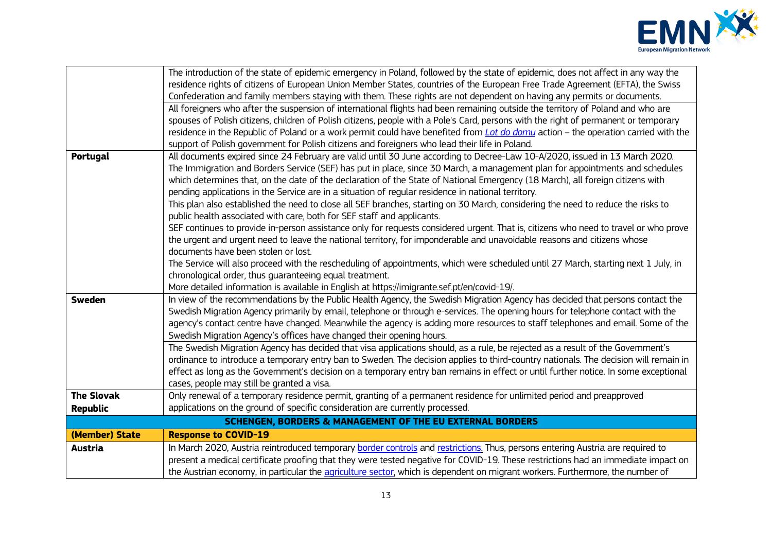| | |
|---|---|
| | The introduction of the state of epidemic emergency in Poland, followed by the state of epidemic, does not affect in any way the residence rights of citizens of European Union Member States, countries of the European Free Trade Agreement (EFTA), the Swiss Confederation and family members staying with them. These rights are not dependent on having any permits or documents. |
| | All foreigners who after the suspension of international flights had been remaining outside the territory of Poland and who are spouses of Polish citizens, children of Polish citizens, people with a Pole's Card, persons with the right of permanent or temporary residence in the Republic of Poland or a work permit could have benefited from *Lot do domu* action – the operation carried with the support of Polish government for Polish citizens and foreigners who lead their life in Poland. |
| **Portugal** | All documents expired since 24 February are valid until 30 June according to Decree-Law 10-A/2020, issued in 13 March 2020. The Immigration and Borders Service (SEF) has put in place, since 30 March, a management plan for appointments and schedules which determines that, on the date of the declaration of the State of National Emergency (18 March), all foreign citizens with pending applications in the Service are in a situation of regular residence in national territory. This plan also established the need to close all SEF branches, starting on 30 March, considering the need to reduce the risks to public health associated with care, both for SEF staff and applicants. SEF continues to provide in-person assistance only for requests considered urgent. That is, citizens who need to travel or who prove the urgent and urgent need to leave the national territory, for imponderable and unavoidable reasons and citizens whose documents have been stolen or lost. The Service will also proceed with the rescheduling of appointments, which were scheduled until 27 March, starting next 1 July, in chronological order, thus guaranteeing equal treatment. More detailed information is available in English at https://imigrante.sef.pt/en/covid-19/. |
| **Sweden** | In view of the recommendations by the Public Health Agency, the Swedish Migration Agency has decided that persons contact the Swedish Migration Agency primarily by email, telephone or through e-services. The opening hours for telephone contact with the agency's contact centre have changed. Meanwhile the agency is adding more resources to staff telephones and email. Some of the Swedish Migration Agency's offices have changed their opening hours. |
| | The Swedish Migration Agency has decided that visa applications should, as a rule, be rejected as a result of the Government's ordinance to introduce a temporary entry ban to Sweden. The decision applies to third-country nationals. The decision will remain in effect as long as the Government's decision on a temporary entry ban remains in effect or until further notice. In some exceptional cases, people may still be granted a visa. |
| **The Slovak Republic** | Only renewal of a temporary residence permit, granting of a permanent residence for unlimited period and preapproved applications on the ground of specific consideration are currently processed. |
| **SCHENGEN, BORDERS & MANAGEMENT OF THE EU EXTERNAL BORDERS** | |
| **(Member) State** | **Response to COVID-19** |
| **Austria** | In March 2020, Austria reintroduced temporary border controls and restrictions. Thus, persons entering Austria are required to present a medical certificate proofing that they were tested negative for COVID-19. These restrictions had an immediate impact on the Austrian economy, in particular the agriculture sector, which is dependent on migrant workers. Furthermore, the number of |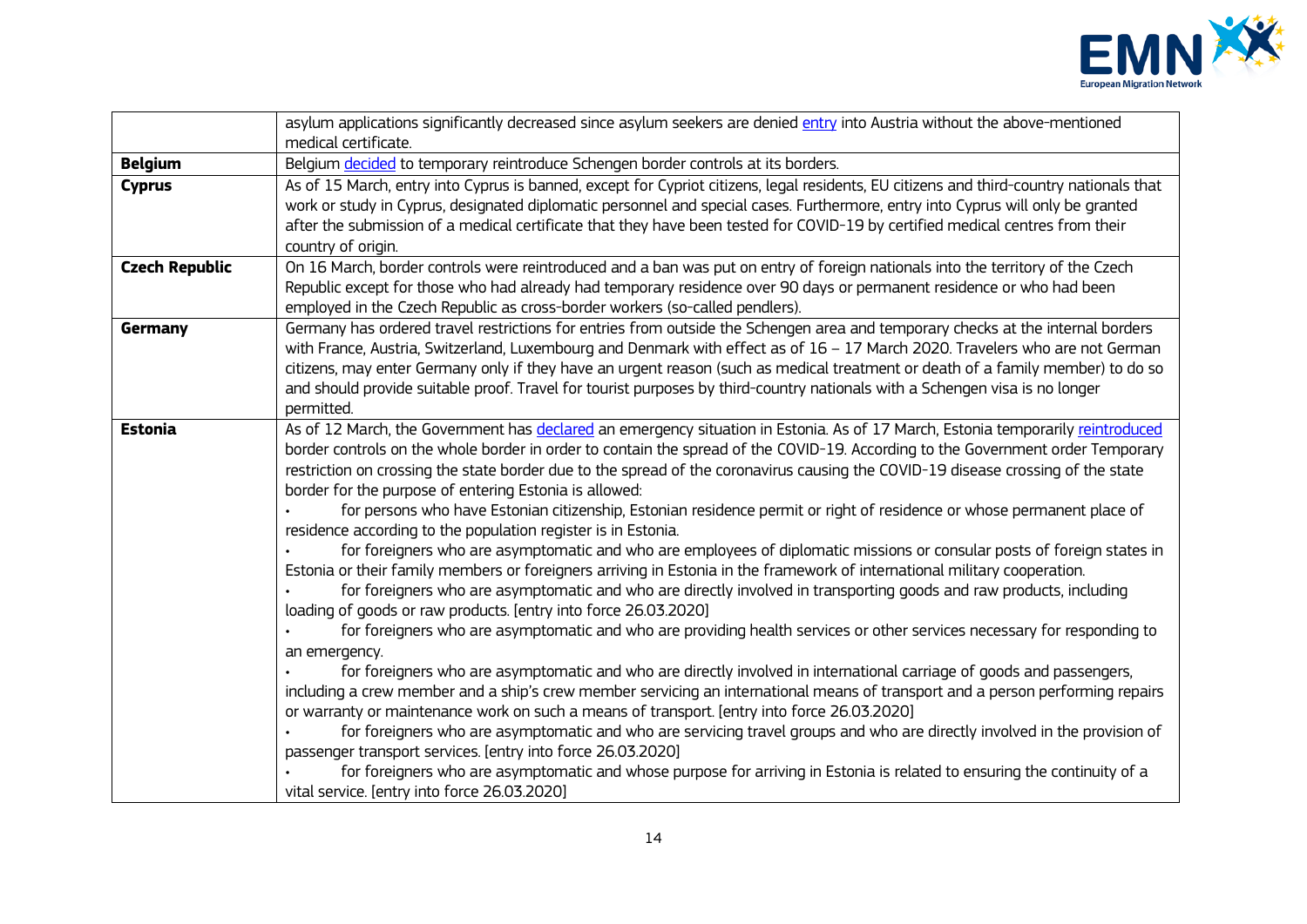| | |
|---|---|
| | asylum applications significantly decreased since asylum seekers are denied entry into Austria without the above-mentioned medical certificate. |
| **Belgium** | Belgium decided to temporary reintroduce Schengen border controls at its borders. |
| **Cyprus** | As of 15 March, entry into Cyprus is banned, except for Cypriot citizens, legal residents, EU citizens and third-country nationals that work or study in Cyprus, designated diplomatic personnel and special cases. Furthermore, entry into Cyprus will only be granted after the submission of a medical certificate that they have been tested for COVID-19 by certified medical centres from their country of origin. |
| **Czech Republic** | On 16 March, border controls were reintroduced and a ban was put on entry of foreign nationals into the territory of the Czech Republic except for those who had already had temporary residence over 90 days or permanent residence or who had been employed in the Czech Republic as cross-border workers (so-called pendlers). |
| **Germany** | Germany has ordered travel restrictions for entries from outside the Schengen area and temporary checks at the internal borders with France, Austria, Switzerland, Luxembourg and Denmark with effect as of 16 – 17 March 2020. Travelers who are not German citizens, may enter Germany only if they have an urgent reason (such as medical treatment or death of a family member) to do so and should provide suitable proof. Travel for tourist purposes by third-country nationals with a Schengen visa is no longer permitted. |
| **Estonia** | As of 12 March, the Government has declared an emergency situation in Estonia. As of 17 March, Estonia temporarily reintroduced border controls on the whole border in order to contain the spread of the COVID-19. According to the Government order Temporary restriction on crossing the state border due to the spread of the coronavirus causing the COVID-19 disease crossing of the state border for the purpose of entering Estonia is allowed:<br>• for persons who have Estonian citizenship, Estonian residence permit or right of residence or whose permanent place of residence according to the population register is in Estonia.<br>• for foreigners who are asymptomatic and who are employees of diplomatic missions or consular posts of foreign states in Estonia or their family members or foreigners arriving in Estonia in the framework of international military cooperation.<br>• for foreigners who are asymptomatic and who are directly involved in transporting goods and raw products, including loading of goods or raw products. [entry into force 26.03.2020]<br>• for foreigners who are asymptomatic and who are providing health services or other services necessary for responding to an emergency.<br>• for foreigners who are asymptomatic and who are directly involved in international carriage of goods and passengers, including a crew member and a ship's crew member servicing an international means of transport and a person performing repairs or warranty or maintenance work on such a means of transport. [entry into force 26.03.2020]<br>• for foreigners who are asymptomatic and who are servicing travel groups and who are directly involved in the provision of passenger transport services. [entry into force 26.03.2020]<br>• for foreigners who are asymptomatic and whose purpose for arriving in Estonia is related to ensuring the continuity of a vital service. [entry into force 26.03.2020] |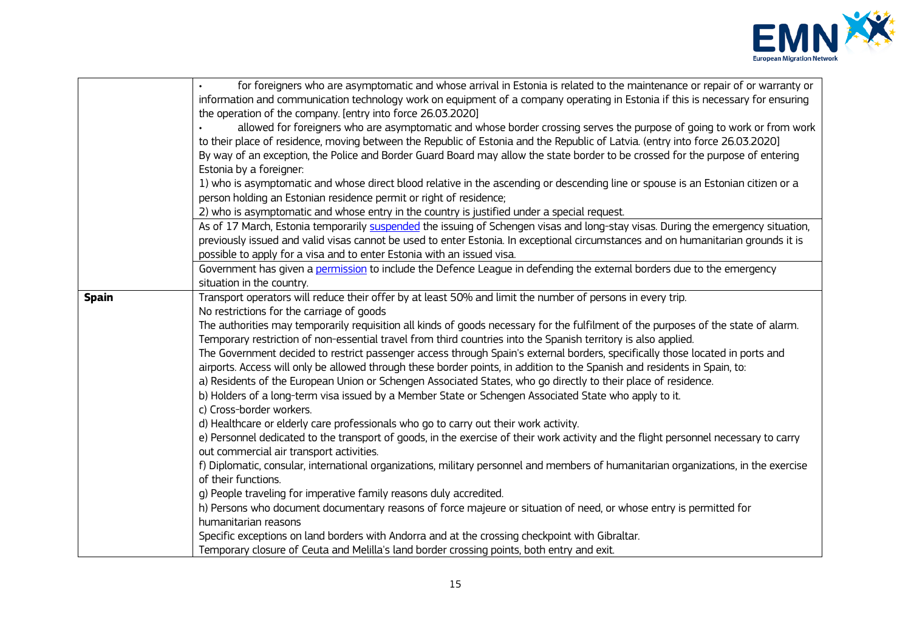| | |
|---|---|
| | • for foreigners who are asymptomatic and whose arrival in Estonia is related to the maintenance or repair of or warranty or information and communication technology work on equipment of a company operating in Estonia if this is necessary for ensuring the operation of the company. [entry into force 26.03.2020]<br>• allowed for foreigners who are asymptomatic and whose border crossing serves the purpose of going to work or from work to their place of residence, moving between the Republic of Estonia and the Republic of Latvia. (entry into force 26.03.2020)<br>By way of an exception, the Police and Border Guard Board may allow the state border to be crossed for the purpose of entering Estonia by a foreigner:<br>1) who is asymptomatic and whose direct blood relative in the ascending or descending line or spouse is an Estonian citizen or a person holding an Estonian residence permit or right of residence;<br>2) who is asymptomatic and whose entry in the country is justified under a special request. |
| | As of 17 March, Estonia temporarily suspended the issuing of Schengen visas and long-stay visas. During the emergency situation, previously issued and valid visas cannot be used to enter Estonia. In exceptional circumstances and on humanitarian grounds it is possible to apply for a visa and to enter Estonia with an issued visa. |
| | Government has given a permission to include the Defence League in defending the external borders due to the emergency situation in the country. |
| **Spain** | Transport operators will reduce their offer by at least 50% and limit the number of persons in every trip.<br>No restrictions for the carriage of goods<br>The authorities may temporarily requisition all kinds of goods necessary for the fulfilment of the purposes of the state of alarm.<br>Temporary restriction of non-essential travel from third countries into the Spanish territory is also applied.<br>The Government decided to restrict passenger access through Spain's external borders, specifically those located in ports and airports. Access will only be allowed through these border points, in addition to the Spanish and residents in Spain, to:<br>a) Residents of the European Union or Schengen Associated States, who go directly to their place of residence.<br>b) Holders of a long-term visa issued by a Member State or Schengen Associated State who apply to it.<br>c) Cross-border workers.<br>d) Healthcare or elderly care professionals who go to carry out their work activity.<br>e) Personnel dedicated to the transport of goods, in the exercise of their work activity and the flight personnel necessary to carry out commercial air transport activities.<br>f) Diplomatic, consular, international organizations, military personnel and members of humanitarian organizations, in the exercise of their functions.<br>g) People traveling for imperative family reasons duly accredited.<br>h) Persons who document documentary reasons of force majeure or situation of need, or whose entry is permitted for humanitarian reasons<br>Specific exceptions on land borders with Andorra and at the crossing checkpoint with Gibraltar.<br>Temporary closure of Ceuta and Melilla's land border crossing points, both entry and exit. |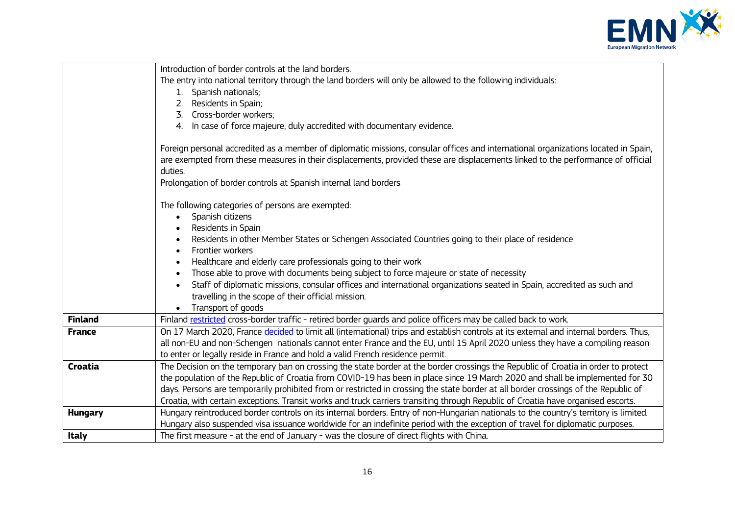| | |
|---|---|
| | Introduction of border controls at the land borders.<br>The entry into national territory through the land borders will only be allowed to the following individuals:<br>1. Spanish nationals;<br>2. Residents in Spain;<br>3. Cross-border workers;<br>4. In case of force majeure, duly accredited with documentary evidence.<br><br>Foreign personal accredited as a member of diplomatic missions, consular offices and international organizations located in Spain, are exempted from these measures in their displacements, provided these are displacements linked to the performance of official duties.<br>Prolongation of border controls at Spanish internal land borders<br><br>The following categories of persons are exempted:<br>• Spanish citizens<br>• Residents in Spain<br>• Residents in other Member States or Schengen Associated Countries going to their place of residence<br>• Frontier workers<br>• Healthcare and elderly care professionals going to their work<br>• Those able to prove with documents being subject to force majeure or state of necessity<br>• Staff of diplomatic missions, consular offices and international organizations seated in Spain, accredited as such and travelling in the scope of their official mission.<br>• Transport of goods |
| **Finland** | Finland restricted cross-border traffic - retired border guards and police officers may be called back to work. |
| **France** | On 17 March 2020, France decided to limit all (international) trips and establish controls at its external and internal borders. Thus, all non-EU and non-Schengen nationals cannot enter France and the EU, until 15 April 2020 unless they have a compiling reason to enter or legally reside in France and hold a valid French residence permit. |
| **Croatia** | The Decision on the temporary ban on crossing the state border at the border crossings the Republic of Croatia in order to protect the population of the Republic of Croatia from COVID-19 has been in place since 19 March 2020 and shall be implemented for 30 days. Persons are temporarily prohibited from or restricted in crossing the state border at all border crossings of the Republic of Croatia, with certain exceptions. Transit works and truck carriers transiting through Republic of Croatia have organised escorts. |
| **Hungary** | Hungary reintroduced border controls on its internal borders. Entry of non-Hungarian nationals to the country's territory is limited. Hungary also suspended visa issuance worldwide for an indefinite period with the exception of travel for diplomatic purposes. |
| **Italy** | The first measure - at the end of January - was the closure of direct flights with China. |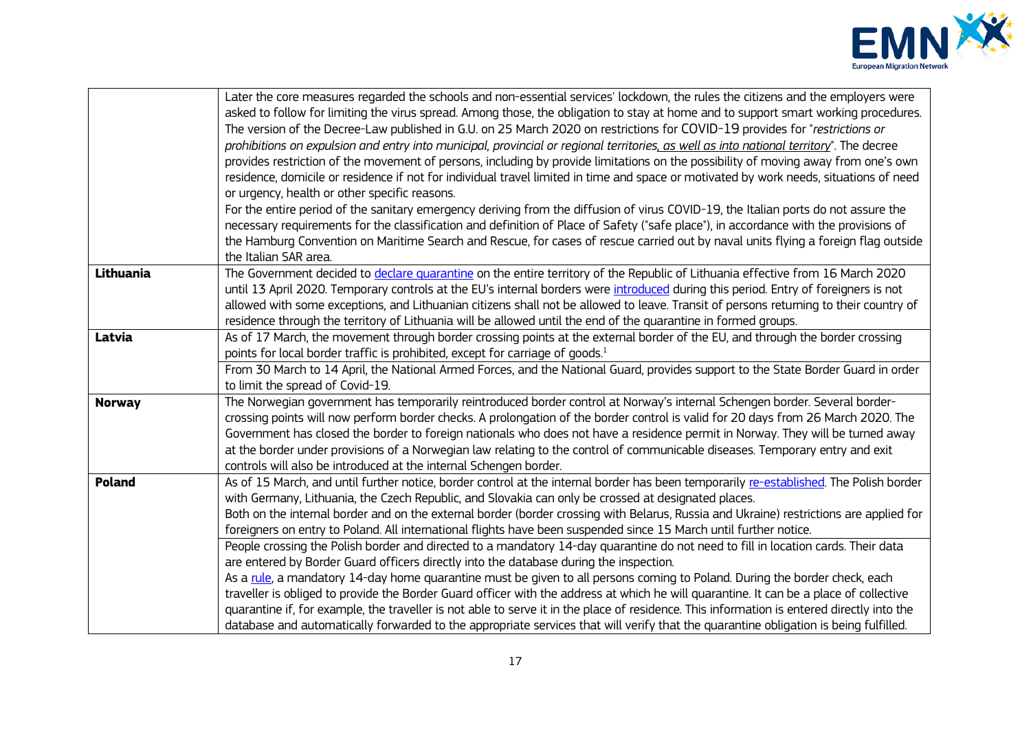| | |
|---|---|
| | Later the core measures regarded the schools and non-essential services' lockdown, the rules the citizens and the employers were asked to follow for limiting the virus spread. Among those, the obligation to stay at home and to support smart working procedures. The version of the Decree-Law published in G.U. on 25 March 2020 on restrictions for COVID-19 provides for "*restrictions or prohibitions on expulsion and entry into municipal, provincial or regional territories, as well as into national territory*". The decree provides restriction of the movement of persons, including by provide limitations on the possibility of moving away from one's own residence, domicile or residence if not for individual travel limited in time and space or motivated by work needs, situations of need or urgency, health or other specific reasons.<br>For the entire period of the sanitary emergency deriving from the diffusion of virus COVID-19, the Italian ports do not assure the necessary requirements for the classification and definition of Place of Safety ("safe place"), in accordance with the provisions of the Hamburg Convention on Maritime Search and Rescue, for cases of rescue carried out by naval units flying a foreign flag outside the Italian SAR area. |
| **Lithuania** | The Government decided to declare quarantine on the entire territory of the Republic of Lithuania effective from 16 March 2020 until 13 April 2020. Temporary controls at the EU's internal borders were introduced during this period. Entry of foreigners is not allowed with some exceptions, and Lithuanian citizens shall not be allowed to leave. Transit of persons returning to their country of residence through the territory of Lithuania will be allowed until the end of the quarantine in formed groups. |
| **Latvia** | As of 17 March, the movement through border crossing points at the external border of the EU, and through the border crossing points for local border traffic is prohibited, except for carriage of goods.[1] |
| | From 30 March to 14 April, the National Armed Forces, and the National Guard, provides support to the State Border Guard in order to limit the spread of Covid-19. |
| **Norway** | The Norwegian government has temporarily reintroduced border control at Norway's internal Schengen border. Several border-crossing points will now perform border checks. A prolongation of the border control is valid for 20 days from 26 March 2020. The Government has closed the border to foreign nationals who does not have a residence permit in Norway. They will be turned away at the border under provisions of a Norwegian law relating to the control of communicable diseases. Temporary entry and exit controls will also be introduced at the internal Schengen border. |
| **Poland** | As of 15 March, and until further notice, border control at the internal border has been temporarily re-established. The Polish border with Germany, Lithuania, the Czech Republic, and Slovakia can only be crossed at designated places.<br>Both on the internal border and on the external border (border crossing with Belarus, Russia and Ukraine) restrictions are applied for foreigners on entry to Poland. All international flights have been suspended since 15 March until further notice. |
| | People crossing the Polish border and directed to a mandatory 14-day quarantine do not need to fill in location cards. Their data are entered by Border Guard officers directly into the database during the inspection.<br>As a rule, a mandatory 14-day home quarantine must be given to all persons coming to Poland. During the border check, each traveller is obliged to provide the Border Guard officer with the address at which he will quarantine. It can be a place of collective quarantine if, for example, the traveller is not able to serve it in the place of residence. This information is entered directly into the database and automatically forwarded to the appropriate services that will verify that the quarantine obligation is being fulfilled. |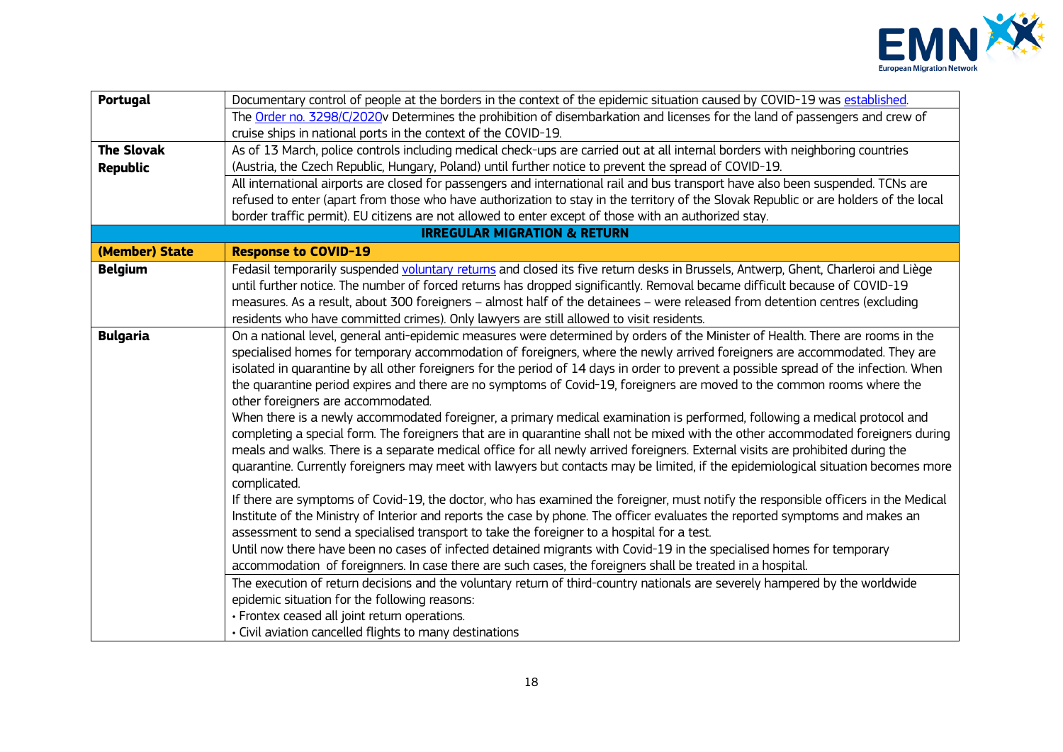| | |
|---|---|
| **Portugal** | Documentary control of people at the borders in the context of the epidemic situation caused by COVID-19 was established. |
| | The Order no. 3298/C/2020v Determines the prohibition of disembarkation and licenses for the land of passengers and crew of cruise ships in national ports in the context of the COVID-19. |
| **The Slovak Republic** | As of 13 March, police controls including medical check-ups are carried out at all internal borders with neighboring countries (Austria, the Czech Republic, Hungary, Poland) until further notice to prevent the spread of COVID-19. |
| | All international airports are closed for passengers and international rail and bus transport have also been suspended. TCNs are refused to enter (apart from those who have authorization to stay in the territory of the Slovak Republic or are holders of the local border traffic permit). EU citizens are not allowed to enter except of those with an authorized stay. |
| **IRREGULAR MIGRATION & RETURN** | |
| **(Member) State** | **Response to COVID-19** |
| **Belgium** | Fedasil temporarily suspended voluntary returns and closed its five return desks in Brussels, Antwerp, Ghent, Charleroi and Liège until further notice. The number of forced returns has dropped significantly. Removal became difficult because of COVID-19 measures. As a result, about 300 foreigners – almost half of the detainees – were released from detention centres (excluding residents who have committed crimes). Only lawyers are still allowed to visit residents. |
| **Bulgaria** | On a national level, general anti-epidemic measures were determined by orders of the Minister of Health. There are rooms in the specialised homes for temporary accommodation of foreigners, where the newly arrived foreigners are accommodated. They are isolated in quarantine by all other foreigners for the period of 14 days in order to prevent a possible spread of the infection. When the quarantine period expires and there are no symptoms of Covid-19, foreigners are moved to the common rooms where the other foreigners are accommodated.<br>When there is a newly accommodated foreigner, a primary medical examination is performed, following a medical protocol and completing a special form. The foreigners that are in quarantine shall not be mixed with the other accommodated foreigners during meals and walks. There is a separate medical office for all newly arrived foreigners. External visits are prohibited during the quarantine. Currently foreigners may meet with lawyers but contacts may be limited, if the epidemiological situation becomes more complicated.<br>If there are symptoms of Covid-19, the doctor, who has examined the foreigner, must notify the responsible officers in the Medical Institute of the Ministry of Interior and reports the case by phone. The officer evaluates the reported symptoms and makes an assessment to send a specialised transport to take the foreigner to a hospital for a test.<br>Until now there have been no cases of infected detained migrants with Covid-19 in the specialised homes for temporary accommodation of foreignners. In case there are such cases, the foreigners shall be treated in a hospital. |
| | The execution of return decisions and the voluntary return of third-country nationals are severely hampered by the worldwide epidemic situation for the following reasons:<br>• Frontex ceased all joint return operations.<br>• Civil aviation cancelled flights to many destinations |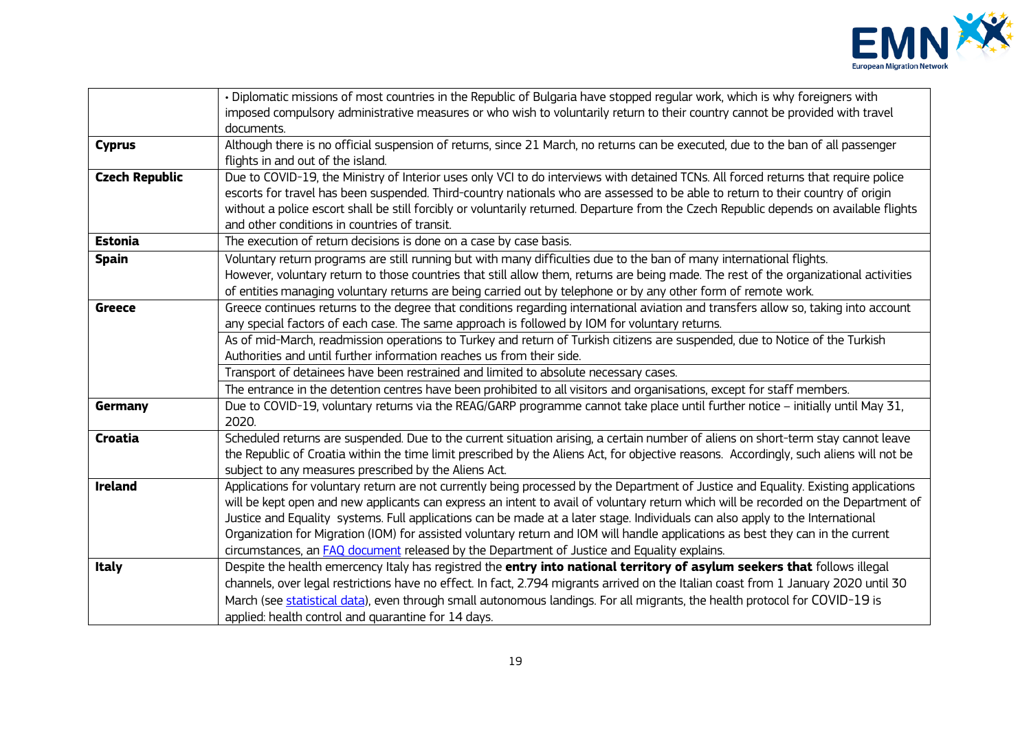| | |
|---|---|
| | • Diplomatic missions of most countries in the Republic of Bulgaria have stopped regular work, which is why foreigners with imposed compulsory administrative measures or who wish to voluntarily return to their country cannot be provided with travel documents. |
| **Cyprus** | Although there is no official suspension of returns, since 21 March, no returns can be executed, due to the ban of all passenger flights in and out of the island. |
| **Czech Republic** | Due to COVID-19, the Ministry of Interior uses only VCI to do interviews with detained TCNs. All forced returns that require police escorts for travel has been suspended. Third-country nationals who are assessed to be able to return to their country of origin without a police escort shall be still forcibly or voluntarily returned. Departure from the Czech Republic depends on available flights and other conditions in countries of transit. |
| **Estonia** | The execution of return decisions is done on a case by case basis. |
| **Spain** | Voluntary return programs are still running but with many difficulties due to the ban of many international flights. However, voluntary return to those countries that still allow them, returns are being made. The rest of the organizational activities of entities managing voluntary returns are being carried out by telephone or by any other form of remote work. |
| **Greece** | Greece continues returns to the degree that conditions regarding international aviation and transfers allow so, taking into account any special factors of each case. The same approach is followed by IOM for voluntary returns. |
| | As of mid-March, readmission operations to Turkey and return of Turkish citizens are suspended, due to Notice of the Turkish Authorities and until further information reaches us from their side. |
| | Transport of detainees have been restrained and limited to absolute necessary cases. |
| | The entrance in the detention centres have been prohibited to all visitors and organisations, except for staff members. |
| **Germany** | Due to COVID-19, voluntary returns via the REAG/GARP programme cannot take place until further notice – initially until May 31, 2020. |
| **Croatia** | Scheduled returns are suspended. Due to the current situation arising, a certain number of aliens on short-term stay cannot leave the Republic of Croatia within the time limit prescribed by the Aliens Act, for objective reasons. Accordingly, such aliens will not be subject to any measures prescribed by the Aliens Act. |
| **Ireland** | Applications for voluntary return are not currently being processed by the Department of Justice and Equality. Existing applications will be kept open and new applicants can express an intent to avail of voluntary return which will be recorded on the Department of Justice and Equality systems. Full applications can be made at a later stage. Individuals can also apply to the International Organization for Migration (IOM) for assisted voluntary return and IOM will handle applications as best they can in the current circumstances, an [FAQ document](#) released by the Department of Justice and Equality explains. |
| **Italy** | Despite the health emercency Italy has registred the **entry into national territory of asylum seekers that** follows illegal channels, over legal restrictions have no effect. In fact, 2.794 migrants arrived on the Italian coast from 1 January 2020 until 30 March (see [statistical data](#)), even through small autonomous landings. For all migrants, the health protocol for COVID-19 is applied: health control and quarantine for 14 days. |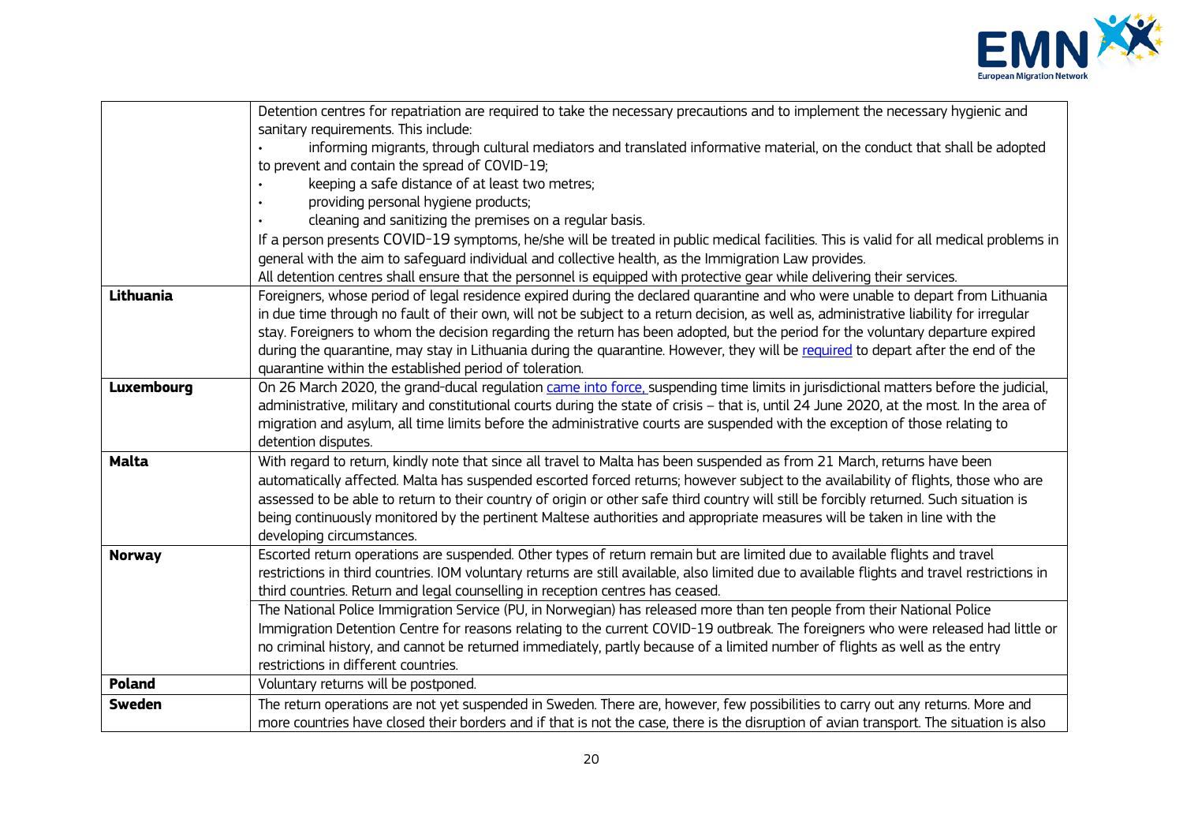| | |
|---|---|
| | Detention centres for repatriation are required to take the necessary precautions and to implement the necessary hygienic and sanitary requirements. This include:<br>• informing migrants, through cultural mediators and translated informative material, on the conduct that shall be adopted to prevent and contain the spread of COVID-19;<br>• keeping a safe distance of at least two metres;<br>• providing personal hygiene products;<br>• cleaning and sanitizing the premises on a regular basis.<br>If a person presents COVID-19 symptoms, he/she will be treated in public medical facilities. This is valid for all medical problems in general with the aim to safeguard individual and collective health, as the Immigration Law provides.<br>All detention centres shall ensure that the personnel is equipped with protective gear while delivering their services. |
| **Lithuania** | Foreigners, whose period of legal residence expired during the declared quarantine and who were unable to depart from Lithuania in due time through no fault of their own, will not be subject to a return decision, as well as, administrative liability for irregular stay. Foreigners to whom the decision regarding the return has been adopted, but the period for the voluntary departure expired during the quarantine, may stay in Lithuania during the quarantine. However, they will be required to depart after the end of the quarantine within the established period of toleration. |
| **Luxembourg** | On 26 March 2020, the grand-ducal regulation came into force, suspending time limits in jurisdictional matters before the judicial, administrative, military and constitutional courts during the state of crisis – that is, until 24 June 2020, at the most. In the area of migration and asylum, all time limits before the administrative courts are suspended with the exception of those relating to detention disputes. |
| **Malta** | With regard to return, kindly note that since all travel to Malta has been suspended as from 21 March, returns have been automatically affected. Malta has suspended escorted forced returns; however subject to the availability of flights, those who are assessed to be able to return to their country of origin or other safe third country will still be forcibly returned. Such situation is being continuously monitored by the pertinent Maltese authorities and appropriate measures will be taken in line with the developing circumstances. |
| **Norway** | Escorted return operations are suspended. Other types of return remain but are limited due to available flights and travel restrictions in third countries. IOM voluntary returns are still available, also limited due to available flights and travel restrictions in third countries. Return and legal counselling in reception centres has ceased. |
| | The National Police Immigration Service (PU, in Norwegian) has released more than ten people from their National Police Immigration Detention Centre for reasons relating to the current COVID-19 outbreak. The foreigners who were released had little or no criminal history, and cannot be returned immediately, partly because of a limited number of flights as well as the entry restrictions in different countries. |
| **Poland** | Voluntary returns will be postponed. |
| **Sweden** | The return operations are not yet suspended in Sweden. There are, however, few possibilities to carry out any returns. More and more countries have closed their borders and if that is not the case, there is the disruption of avian transport. The situation is also |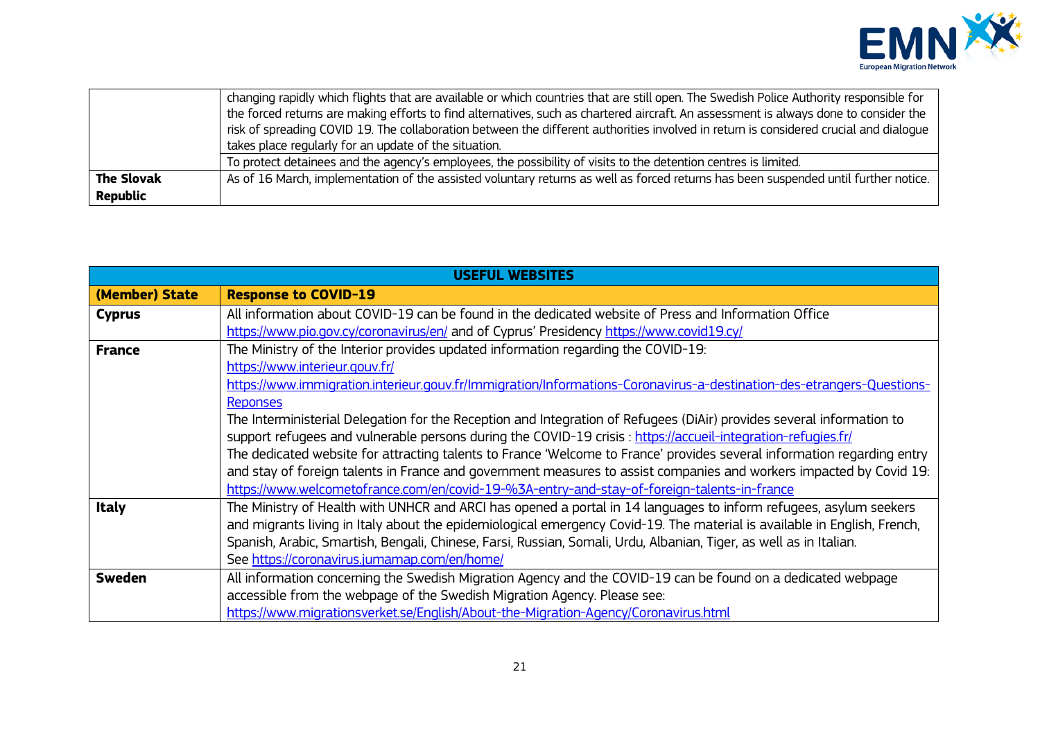| | |
|---|---|
| | changing rapidly which flights that are available or which countries that are still open. The Swedish Police Authority responsible for the forced returns are making efforts to find alternatives, such as chartered aircraft. An assessment is always done to consider the risk of spreading COVID 19. The collaboration between the different authorities involved in return is considered crucial and dialogue takes place regularly for an update of the situation. |
| | To protect detainees and the agency's employees, the possibility of visits to the detention centres is limited. |
| **The Slovak Republic** | As of 16 March, implementation of the assisted voluntary returns as well as forced returns has been suspended until further notice. |

| **USEFUL WEBSITES** | |
|---|---|
| **(Member) State** | **Response to COVID-19** |
| **Cyprus** | All information about COVID-19 can be found in the dedicated website of Press and Information Office https://www.pio.gov.cy/coronavirus/en/ and of Cyprus' Presidency https://www.covid19.cy/ |
| **France** | The Ministry of the Interior provides updated information regarding the COVID-19: https://www.interieur.gouv.fr/ https://www.immigration.interieur.gouv.fr/Immigration/Informations-Coronavirus-a-destination-des-etrangers-Questions-Reponses The Interministerial Delegation for the Reception and Integration of Refugees (DiAir) provides several information to support refugees and vulnerable persons during the COVID-19 crisis : https://accueil-integration-refugies.fr/ The dedicated website for attracting talents to France 'Welcome to France' provides several information regarding entry and stay of foreign talents in France and government measures to assist companies and workers impacted by Covid 19: https://www.welcometofrance.com/en/covid-19-%3A-entry-and-stay-of-foreign-talents-in-france |
| **Italy** | The Ministry of Health with UNHCR and ARCI has opened a portal in 14 languages to inform refugees, asylum seekers and migrants living in Italy about the epidemiological emergency Covid-19. The material is available in English, French, Spanish, Arabic, Smartish, Bengali, Chinese, Farsi, Russian, Somali, Urdu, Albanian, Tiger, as well as in Italian. See https://coronavirus.jumamap.com/en/home/ |
| **Sweden** | All information concerning the Swedish Migration Agency and the COVID-19 can be found on a dedicated webpage accessible from the webpage of the Swedish Migration Agency. Please see: https://www.migrationsverket.se/English/About-the-Migration-Agency/Coronavirus.html |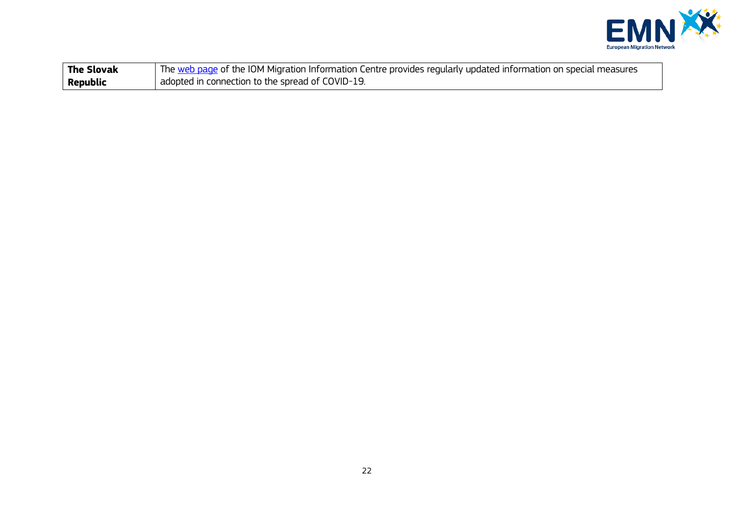| | |
|---|---|
| **The Slovak Republic** | The web page of the IOM Migration Information Centre provides regularly updated information on special measures adopted in connection to the spread of COVID-19. |